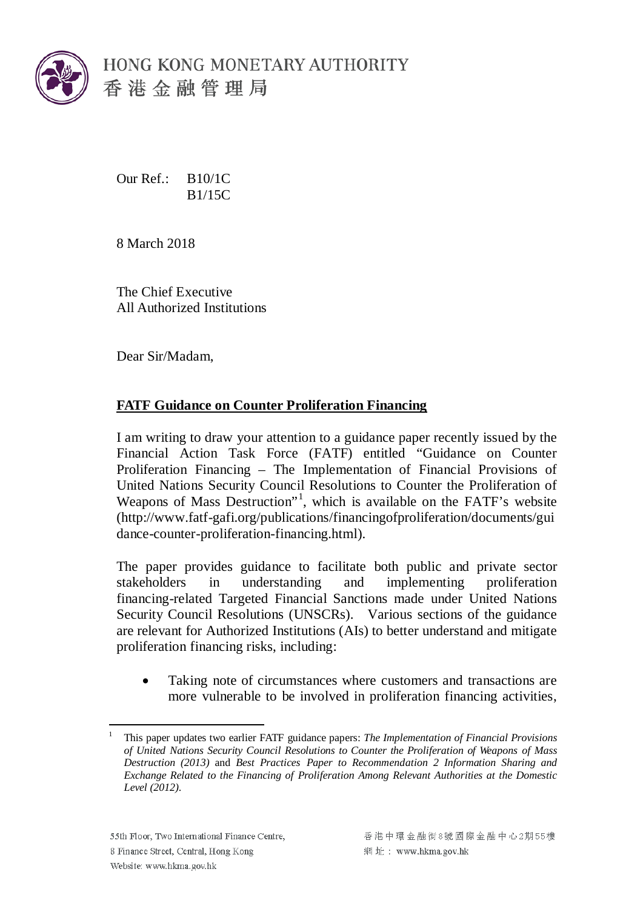HONG KONG MONETARY AUTHORITY
香港金融管理局

Our Ref.: B10/1C
B1/15C

8 March 2018

The Chief Executive
All Authorized Institutions

Dear Sir/Madam,

**FATF Guidance on Counter Proliferation Financing**

I am writing to draw your attention to a guidance paper recently issued by the Financial Action Task Force (FATF) entitled "Guidance on Counter Proliferation Financing – The Implementation of Financial Provisions of United Nations Security Council Resolutions to Counter the Proliferation of Weapons of Mass Destruction"[1], which is available on the FATF's website (http://www.fatf-gafi.org/publications/financingofproliferation/documents/guidance-counter-proliferation-financing.html).

The paper provides guidance to facilitate both public and private sector stakeholders in understanding and implementing proliferation financing-related Targeted Financial Sanctions made under United Nations Security Council Resolutions (UNSCRs). Various sections of the guidance are relevant for Authorized Institutions (AIs) to better understand and mitigate proliferation financing risks, including:

- Taking note of circumstances where customers and transactions are more vulnerable to be involved in proliferation financing activities,

[1] This paper updates two earlier FATF guidance papers: *The Implementation of Financial Provisions of United Nations Security Council Resolutions to Counter the Proliferation of Weapons of Mass Destruction (2013)* and *Best Practices Paper to Recommendation 2 Information Sharing and Exchange Related to the Financing of Proliferation Among Relevant Authorities at the Domestic Level (2012)*.

55th Floor, Two International Finance Centre,
8 Finance Street, Central, Hong Kong
Website: www.hkma.gov.hk

香港中環金融街8號國際金融中心2期55樓
網址：www.hkma.gov.hk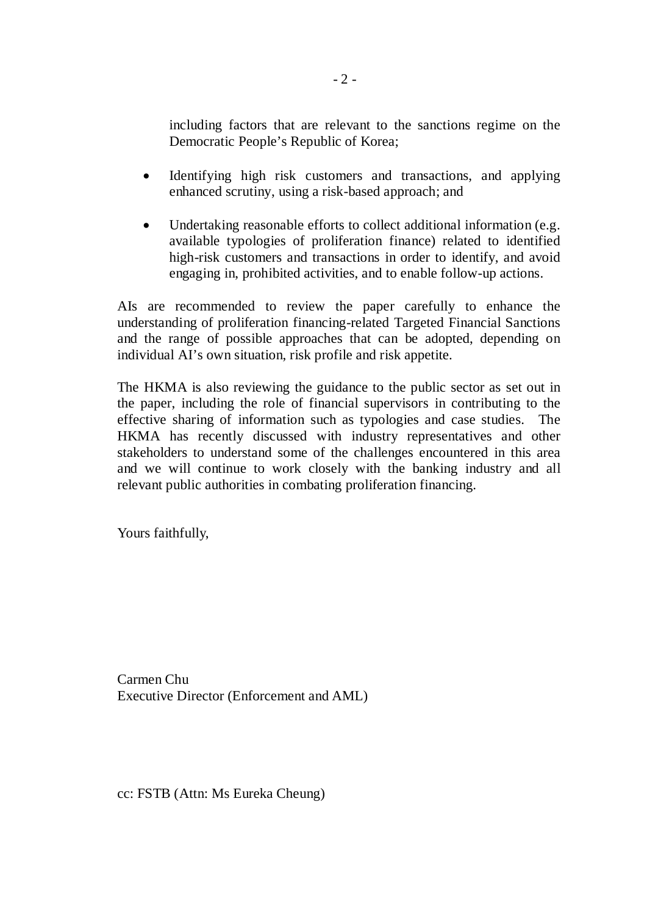including factors that are relevant to the sanctions regime on the Democratic People's Republic of Korea;

- Identifying high risk customers and transactions, and applying enhanced scrutiny, using a risk-based approach; and
- Undertaking reasonable efforts to collect additional information (e.g. available typologies of proliferation finance) related to identified high-risk customers and transactions in order to identify, and avoid engaging in, prohibited activities, and to enable follow-up actions.

AIs are recommended to review the paper carefully to enhance the understanding of proliferation financing-related Targeted Financial Sanctions and the range of possible approaches that can be adopted, depending on individual AI's own situation, risk profile and risk appetite.

The HKMA is also reviewing the guidance to the public sector as set out in the paper, including the role of financial supervisors in contributing to the effective sharing of information such as typologies and case studies. The HKMA has recently discussed with industry representatives and other stakeholders to understand some of the challenges encountered in this area and we will continue to work closely with the banking industry and all relevant public authorities in combating proliferation financing.

Yours faithfully,

Carmen Chu
Executive Director (Enforcement and AML)

cc: FSTB (Attn: Ms Eureka Cheung)